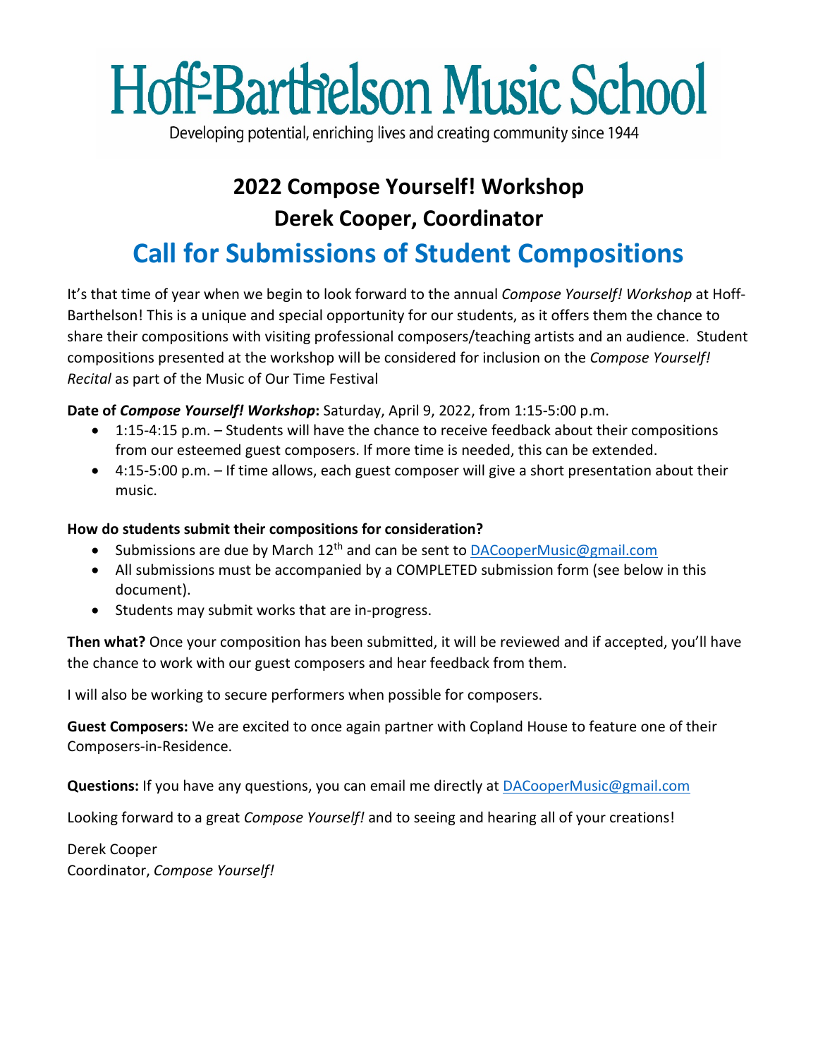# Hoff-Barthelson Music School

Developing potential, enriching lives and creating community since 1944

## 2022 Compose Yourself! Workshop
## Derek Cooper, Coordinator

# Call for Submissions of Student Compositions

It's that time of year when we begin to look forward to the annual *Compose Yourself! Workshop* at Hoff-Barthelson! This is a unique and special opportunity for our students, as it offers them the chance to share their compositions with visiting professional composers/teaching artists and an audience. Student compositions presented at the workshop will be considered for inclusion on the *Compose Yourself! Recital* as part of the Music of Our Time Festival

**Date of *Compose Yourself! Workshop*:** Saturday, April 9, 2022, from 1:15-5:00 p.m.

- 1:15-4:15 p.m. – Students will have the chance to receive feedback about their compositions from our esteemed guest composers. If more time is needed, this can be extended.
- 4:15-5:00 p.m. – If time allows, each guest composer will give a short presentation about their music.

**How do students submit their compositions for consideration?**

- Submissions are due by March 12th and can be sent to DACooperMusic@gmail.com
- All submissions must be accompanied by a COMPLETED submission form (see below in this document).
- Students may submit works that are in-progress.

**Then what?** Once your composition has been submitted, it will be reviewed and if accepted, you'll have the chance to work with our guest composers and hear feedback from them.

I will also be working to secure performers when possible for composers.

**Guest Composers:** We are excited to once again partner with Copland House to feature one of their Composers-in-Residence.

**Questions:** If you have any questions, you can email me directly at DACooperMusic@gmail.com

Looking forward to a great *Compose Yourself!* and to seeing and hearing all of your creations!

Derek Cooper
Coordinator, *Compose Yourself!*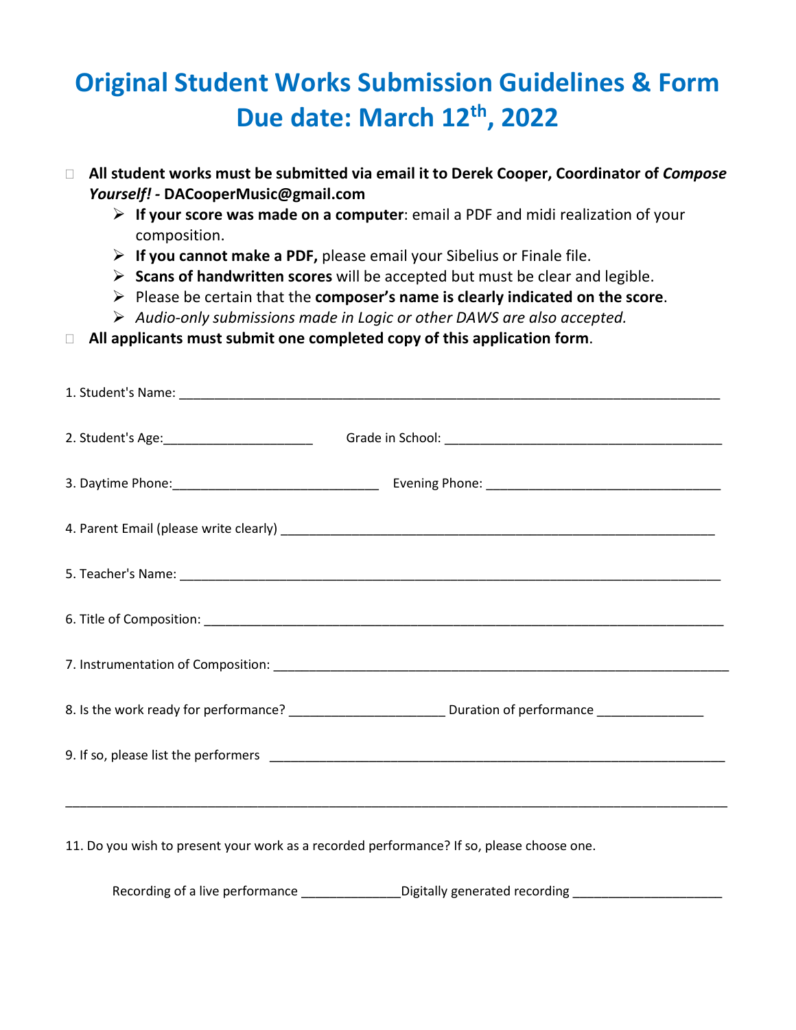# Original Student Works Submission Guidelines & Form
# Due date: March 12th, 2022

- **All student works must be submitted via email it to Derek Cooper, Coordinator of *Compose Yourself!* - DACooperMusic@gmail.com**
  - **If your score was made on a computer**: email a PDF and midi realization of your composition.
  - **If you cannot make a PDF,** please email your Sibelius or Finale file.
  - **Scans of handwritten scores** will be accepted but must be clear and legible.
  - Please be certain that the **composer's name is clearly indicated on the score**.
  - *Audio-only submissions made in Logic or other DAWS are also accepted.*
- **All applicants must submit one completed copy of this application form**.

1. Student's Name: ______________________________________________________________________________

2. Student's Age:_____________________ Grade in School: ________________________________________

3. Daytime Phone:____________________________ Evening Phone: _________________________________

4. Parent Email (please write clearly) ______________________________________________________________

5. Teacher's Name: ______________________________________________________________________________

6. Title of Composition: __________________________________________________________________________

7. Instrumentation of Composition: _________________________________________________________________

8. Is the work ready for performance? _____________________ Duration of performance ______________

9. If so, please list the performers ___________________________________________________________________

_____________________________________________________________________________________________

11. Do you wish to present your work as a recorded performance? If so, please choose one.

Recording of a live performance ______________Digitally generated recording _____________________